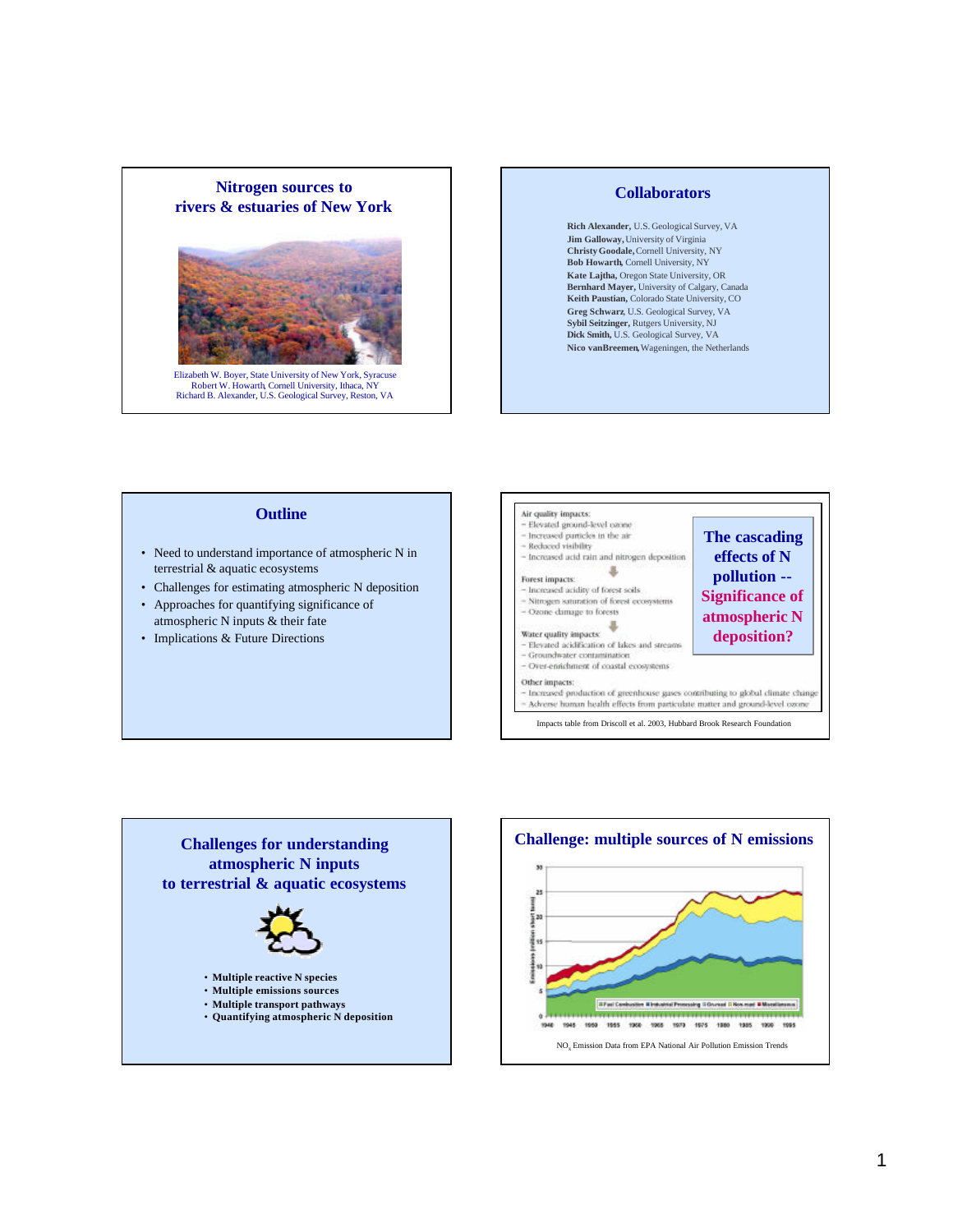# Nitrogen sources to rivers & estuaries of New York

Elizabeth W. Boyer, State University of New York, Syracuse
Robert W. Howarth, Cornell University, Ithaca, NY
Richard B. Alexander, U.S. Geological Survey, Reston, VA

## Collaborators

**Rich Alexander,** U.S. Geological Survey, VA
**Jim Galloway,** University of Virginia
**Christy Goodale,** Cornell University, NY
**Bob Howarth,** Cornell University, NY
**Kate Lajtha,** Oregon State University, OR
**Bernhard Mayer,** University of Calgary, Canada
**Keith Paustian,** Colorado State University, CO
**Greg Schwarz,** U.S. Geological Survey, VA
**Sybil Seitzinger,** Rutgers University, NJ
**Dick Smith,** U.S. Geological Survey, VA
**Nico vanBreemen,** Wageningen, the Netherlands

## Outline

- Need to understand importance of atmospheric N in terrestrial & aquatic ecosystems
- Challenges for estimating atmospheric N deposition
- Approaches for quantifying significance of atmospheric N inputs & their fate
- Implications & Future Directions

## The cascading effects of N pollution -- Significance of atmospheric N deposition?

Air quality impacts:
- Elevated ground-level ozone
- Increased particles in the air
- Reduced visibility
- Increased acid rain and nitrogen deposition

Forest impacts:
- Increased acidity of forest soils
- Nitrogen saturation of forest ecosystems
- Ozone damage to forests

Water quality impacts:
- Elevated acidification of lakes and streams
- Groundwater contamination
- Over-enrichment of coastal ecosystems

Other impacts:
- Increased production of greenhouse gases contributing to global climate change
- Adverse human health effects from particulate matter and ground-level ozone

Impacts table from Driscoll et al. 2003, Hubbard Brook Research Foundation

## Challenges for understanding atmospheric N inputs to terrestrial & aquatic ecosystems

- **Multiple reactive N species**
- **Multiple emissions sources**
- **Multiple transport pathways**
- **Quantifying atmospheric N deposition**

## Challenge: multiple sources of N emissions

Emissions (million short tons)
0
5
10
15
20
25
30
1940 1945 1950 1955 1960 1965 1970 1975 1980 1985 1990 1995
Fuel Combustion, Industrial Processing, On-road, Non-road, Miscellaneous

$NO_x$ Emission Data from EPA National Air Pollution Emission Trends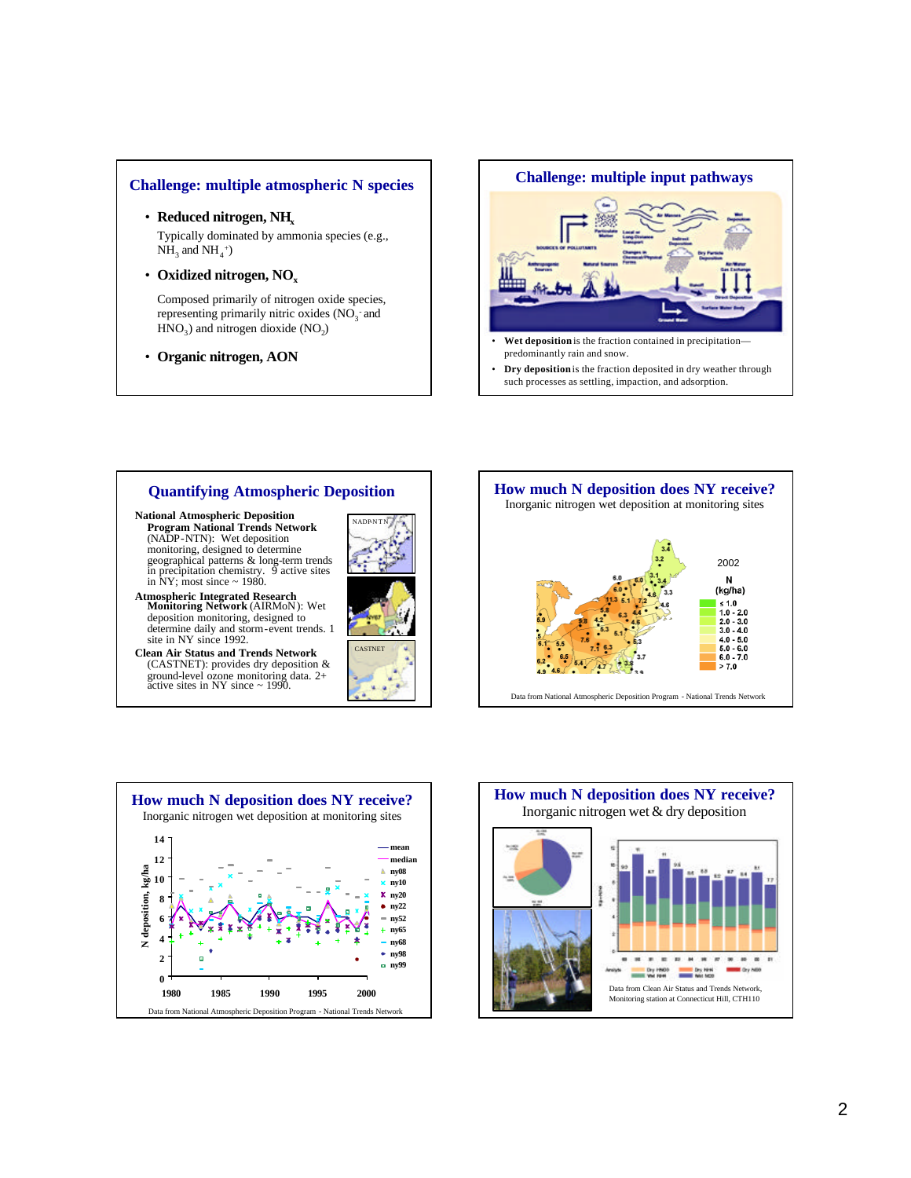## Challenge: multiple atmospheric N species

- **Reduced nitrogen, $NH_x$**

  Typically dominated by ammonia species (e.g., $NH_3$ and $NH_4^+$)

- **Oxidized nitrogen, $NO_x$**

  Composed primarily of nitrogen oxide species, representing primarily nitric oxides ($NO_3^-$ and $HNO_3$) and nitrogen dioxide ($NO_2$)

- **Organic nitrogen, AON**

## Challenge: multiple input pathways

- **Wet deposition** is the fraction contained in precipitation—predominantly rain and snow.
- **Dry deposition** is the fraction deposited in dry weather through such processes as settling, impaction, and adsorption.

## Quantifying Atmospheric Deposition

**National Atmospheric Deposition Program National Trends Network** (NADP-NTN): Wet deposition monitoring, designed to determine geographical patterns & long-term trends in precipitation chemistry. 9 active sites in NY; most since ~ 1980.

**Atmospheric Integrated Research Monitoring Network** (AIRMoN): Wet deposition monitoring, designed to determine daily and storm-event trends. 1 site in NY since 1992.

**Clean Air Status and Trends Network** (CASTNET): provides dry deposition & ground-level ozone monitoring data. 2+ active sites in NY since ~ 1990.

NADP-NTN

CASTNET

## How much N deposition does NY receive?

Inorganic nitrogen wet deposition at monitoring sites

2002

N (kg/ha)

≤ 1.0
1.0 - 2.0
2.0 - 3.0
3.0 - 4.0
4.0 - 5.0
5.0 - 6.0
6.0 - 7.0
> 7.0

Data from National Atmospheric Deposition Program - National Trends Network

## How much N deposition does NY receive?

Inorganic nitrogen wet deposition at monitoring sites

N deposition, kg/ha

0, 2, 4, 6, 8, 10, 12, 14

1980, 1985, 1990, 1995, 2000

mean, median, ny08, ny10, ny20, ny22, ny52, ny65, ny68, ny98, ny99

Data from National Atmospheric Deposition Program - National Trends Network

## How much N deposition does NY receive?

Inorganic nitrogen wet & dry deposition

Data from Clean Air Status and Trends Network, Monitoring station at Connecticut Hill, CTH110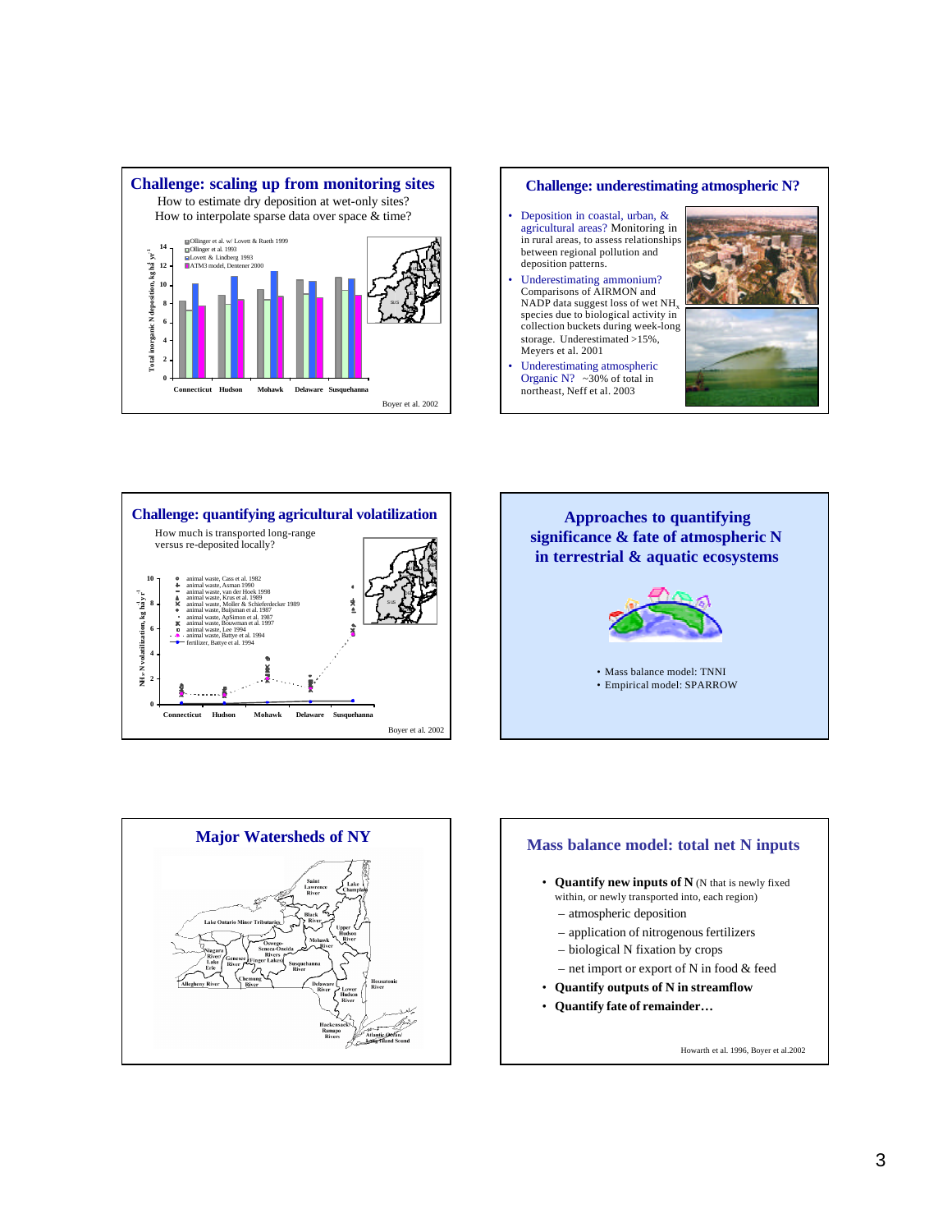## Challenge: scaling up from monitoring sites

How to estimate dry deposition at wet-only sites?
How to interpolate sparse data over space & time?

Ollinger et al. w/ Lovett & Rueth 1999
Ollinger et al. 1993
Lovett & Lindberg 1993
ATM3 model, Dentener 2000

Total inorganic N deposition, kg ha$^{-1}$ yr$^{-1}$

14
12
10
8
6
4
2
0

Connecticut Hudson Mohawk Delaware Susquehanna

Boyer et al. 2002

## Challenge: underestimating atmospheric N?

- Deposition in coastal, urban, & agricultural areas? Monitoring in in rural areas, to assess relationships between regional pollution and deposition patterns.
- Underestimating ammonium? Comparisons of AIRMON and NADP data suggest loss of wet $NH_x$ species due to biological activity in collection buckets during week-long storage. Underestimated >15%, Meyers et al. 2001
- Underestimating atmospheric Organic N? ~30% of total in northeast, Neff et al. 2003

## Challenge: quantifying agricultural volatilization

How much is transported long-range versus re-deposited locally?

animal waste, Cass et al. 1982
animal waste, Asman 1990
animal waste, van der Hoek 1998
animal waste, Krus et al. 1989
animal waste, Moller & Schieferdecker 1989
animal waste, Buijsman et al. 1987
animal waste, ApSimon et al. 1987
animal waste, Bouwman et al. 1997
animal waste, Lee 1994
animal waste, Battye et al. 1994
fertilizer, Battye et al. 1994

$NH_3$-N volatilization, kg ha$^{-1}$ yr$^{-1}$

10
8
6
4
2
0

Connecticut Hudson Mohawk Delaware Susquehanna

Boyer et al. 2002

## Approaches to quantifying significance & fate of atmospheric N in terrestrial & aquatic ecosystems

- Mass balance model: TNNI
- Empirical model: SPARROW

## Major Watersheds of NY

Saint Lawrence River
Lake Champlain
Lake Ontario Minor Tributaries
Black River
Upper Hudson River
Mohawk River
Oswego-Seneca-Oneida Rivers
Finger Lakes
Niagara River
Genesee River
Lake Erie
Susquehanna River
Allegheny River
Chemung River
Delaware River
Lower Hudson River
Housatonic River
Hackensack/Ramapo Rivers
Atlantic Ocean/Long Island Sound

## Mass balance model: total net N inputs

- **Quantify new inputs of N** (N that is newly fixed within, or newly transported into, each region)
  - atmospheric deposition
  - application of nitrogenous fertilizers
  - biological N fixation by crops
  - net import or export of N in food & feed
- **Quantify outputs of N in streamflow**
- **Quantify fate of remainder…**

Howarth et al. 1996, Boyer et al.2002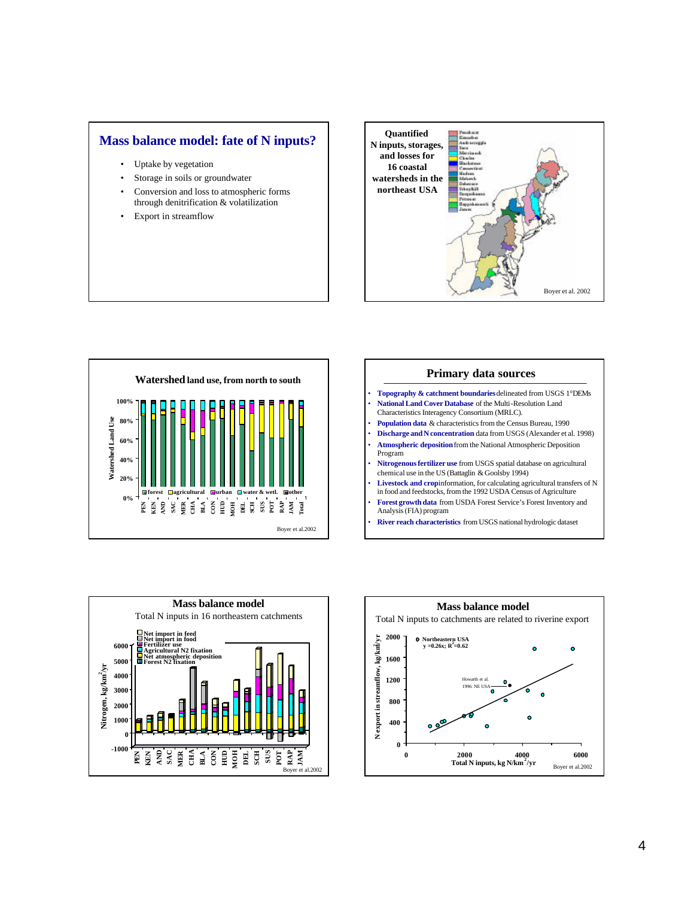## Mass balance model: fate of N inputs?

- Uptake by vegetation
- Storage in soils or groundwater
- Conversion and loss to atmospheric forms through denitrification & volatilization
- Export in streamflow

---

**Quantified N inputs, storages, and losses for 16 coastal watersheds in the northeast USA**

Penobscot
Kennebec
Androscoggin
Saco
Merrimack
Charles
Blackstone
Connecticut
Hudson
Mohawk
Delaware
Schuylkill
Susquehanna
Potomac
Rappahannock
James

Boyer et al. 2002

---

**Watershed land use, from north to south**

Watershed Land Use

100%
80%
60%
40%
20%
0%

forest | agricultural | urban | water & wetl. | other

PEN KEN AND SAC MER CHA BLA CON HUD MOH DEL SCH SUS POT RAP JAM Total

Boyer et al.2002

---

## Primary data sources

- **Topography & catchment boundaries** delineated from USGS 1°DEMs
- **National Land Cover Database** of the Multi-Resolution Land Characteristics Interagency Consortium (MRLC).
- **Population data** & characteristics from the Census Bureau, 1990
- **Discharge and N concentration** data from USGS (Alexander et al. 1998)
- **Atmospheric deposition** from the National Atmospheric Deposition Program
- **Nitrogenous fertilizer use** from USGS spatial database on agricultural chemical use in the US (Battaglin & Goolsby 1994)
- **Livestock and crop** information, for calculating agricultural transfers of N in food and feedstocks, from the 1992 USDA Census of Agriculture
- **Forest growth data** from USDA Forest Service's Forest Inventory and Analysis (FIA) program
- **River reach characteristics** from USGS national hydrologic dataset

---

**Mass balance model**

Total N inputs in 16 northeastern catchments

Net import in feed
Net import in food
Fertilizer use
Agricultural N2 fixation
Net atmospheric deposition
Forest N2 fixation

Nitrogen, kg/km$^2$/yr

6000
5000
4000
3000
2000
1000
0
-1000

PEN KEN AND SAC MER CHA BLA CON HUD MOH DEL SCH SUS POT RAP JAM

Boyer et al.2002

---

**Mass balance model**

Total N inputs to catchments are related to riverine export

Northeastern USA
y =0.26x; $R^2$=0.62

Howarth et al. 1996: NE USA

N export in streamflow, kg/km$^2$/yr

2000
1600
1200
800
400
0

0 2000 4000 6000

Total N inputs, kg N/km$^2$/yr

Boyer et al.2002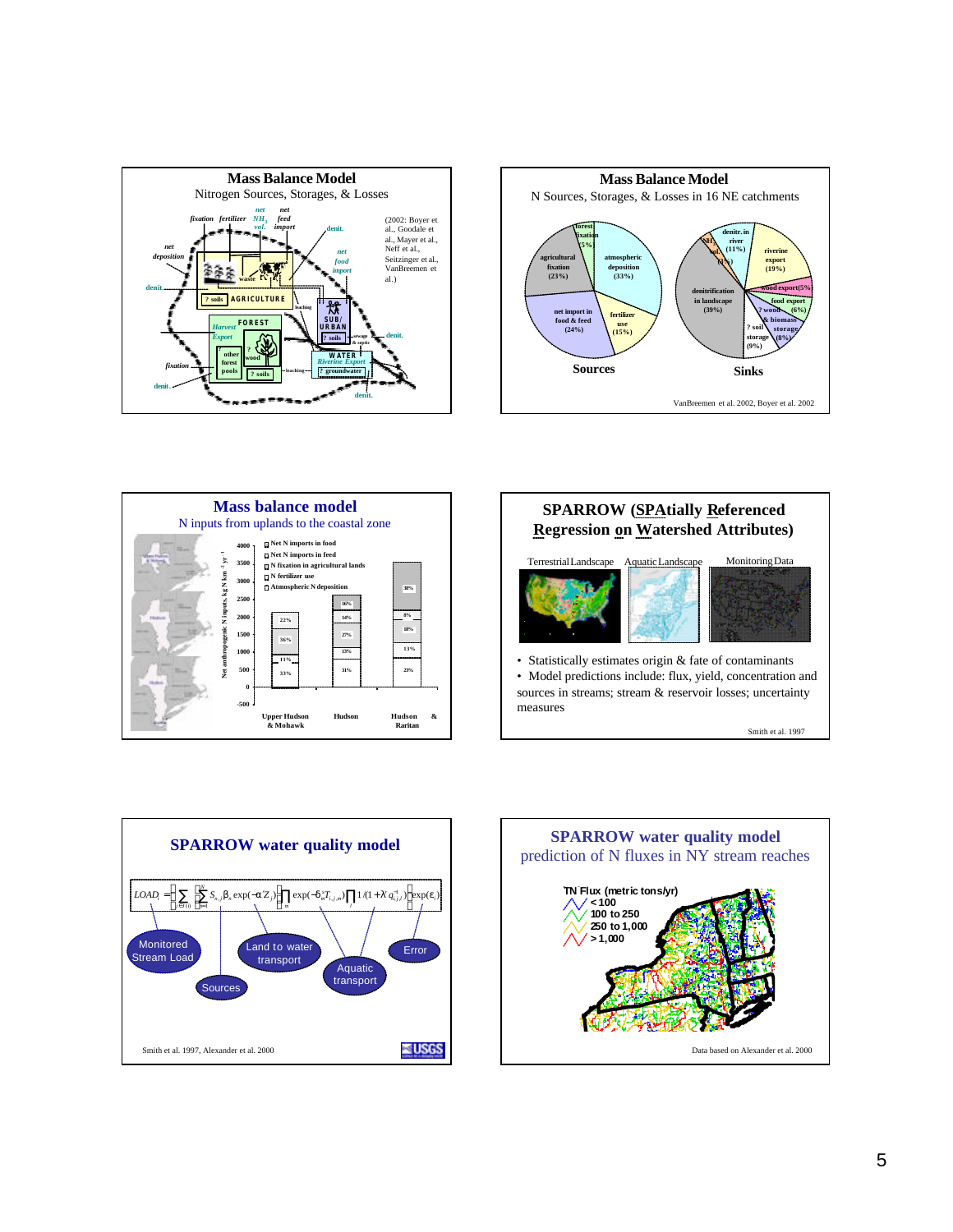## Mass Balance Model

Nitrogen Sources, Storages, & Losses

fixation fertilizer net NH$_3$ vol. net feed import

denit.

net deposition

net food import

denit.

waste

? soils AGRICULTURE

leaching

SUB/URBAN

FOREST

Harvest Export

? soils

sewage & septic

denit.

? other forest pools

wood

? soils

WATER Riverine Export

? groundwater

fixation

leaching

denit.

denit.

(2002: Boyer et al., Goodale et al., Mayer et al., Neff et al., Seitzinger et al., VanBreemen et al.)

## Mass Balance Model

N Sources, Storages, & Losses in 16 NE catchments

forest fixation (5%)

agricultural fixation (23%)

atmospheric deposition (33%)

net import in food & feed (24%)

fertilizer use (15%)

Sources

denitr. in river (11%)

NH$_3$ vol. (3%)

riverine export (19%)

wood export (5%)

food export (6%)

denitrification in landscape (39%)

? wood & biomass storage (8%)

? soil storage (9%)

Sinks

VanBreemen et al. 2002, Boyer et al. 2002

## Mass balance model

N inputs from uplands to the coastal zone

Net anthropogenic N inputs, kg N km$^{-2}$ yr$^{-1}$

4000
3500
3000
2500
2000
1500
1000
500
0
-500

Net N imports in food
Net N imports in feed
N fixation in agricultural lands
N fertilizer use
Atmospheric N deposition

Upper Hudson & Mohawk: 22%, 36%, 11%, 33%

Hudson: 16%, 14%, 27%, 13%, 31%

Hudson & Raritan: 38%, 8%, 18%, 13%, 23%

## SPARROW (SPAtially Referenced Regression on Watershed Attributes)

Terrestrial Landscape | Aquatic Landscape | Monitoring Data

- Statistically estimates origin & fate of contaminants
- Model predictions include: flux, yield, concentration and sources in streams; stream & reservoir losses; uncertainty measures

Smith et al. 1997

## SPARROW water quality model

$$LOAD_i = \left[ \sum_{j \in J(i)} \left[ \sum_{n=1}^{N} S_{n,j} \beta_n \exp(-\alpha' Z_j) \right] \prod_m \exp(-\delta_m' T_{i,j,m}) \prod_l 1/(1 + \lambda' q_{i,j,l}^{-1}) \right] \exp(\varepsilon_i)$$

Monitored Stream Load

Sources

Land to water transport

Aquatic transport

Error

Smith et al. 1997, Alexander et al. 2000

USGS

## SPARROW water quality model

prediction of N fluxes in NY stream reaches

TN Flux (metric tons/yr)
< 100
100 to 250
250 to 1,000
> 1,000

Data based on Alexander et al. 2000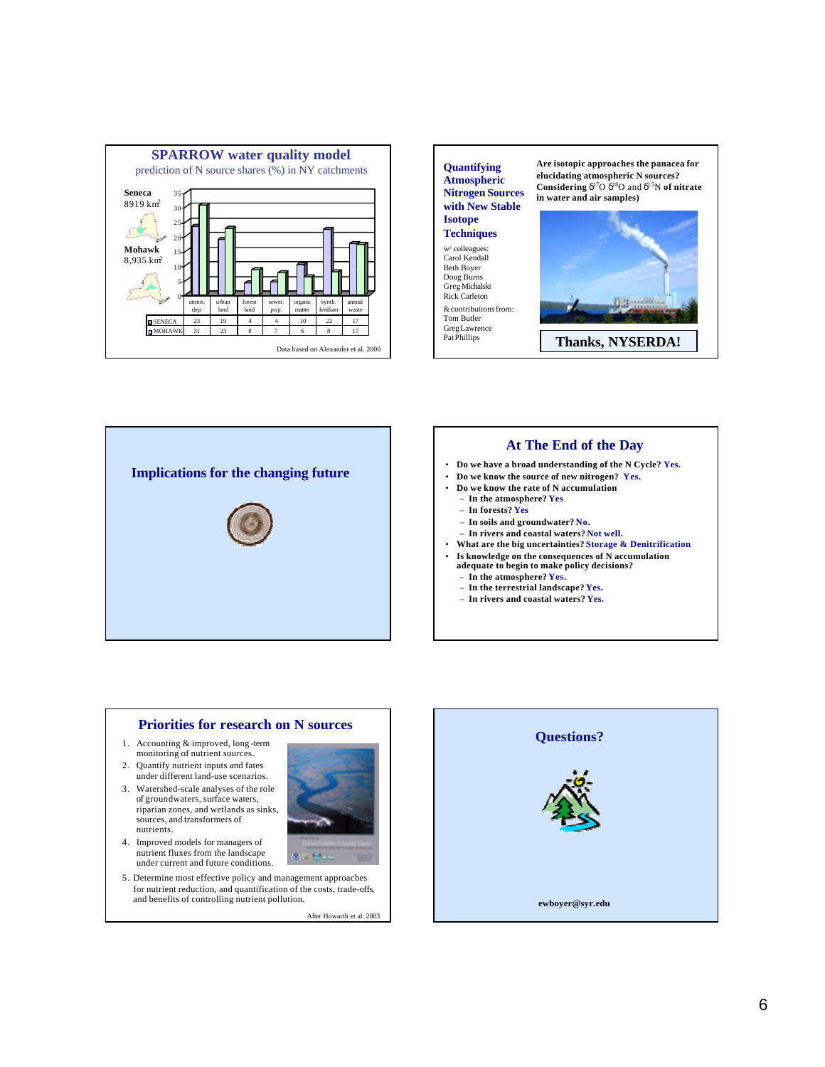## SPARROW water quality model

prediction of N source shares (%) in NY catchments

Seneca
8919 km²

Mohawk
8,935 km²

35
30
25
20
15
10
5
0

| | atmos. dep. | urban land | forest land | sewer. pop. | organic matter | synth. fertilizer | animal waste |
|---|---|---|---|---|---|---|---|
| SENECA | 23 | 19 | 4 | 4 | 10 | 22 | 17 |
| MOHAWK | 31 | 23 | 8 | 7 | 6 | 8 | 17 |

Data based on Alexander et al. 2000

## Quantifying Atmospheric Nitrogen Sources with New Stable Isotope Techniques

w/ colleagues:
Carol Kendall
Beth Boyer
Doug Burns
Greg Michalski
Rick Carleton

& contributions from:
Tom Butler
Greg Lawrence
Pat Phillips

**Are isotopic approaches the panacea for elucidating atmospheric N sources? Considering $\delta^{17}O$ $\delta^{18}O$ and $\delta^{15}N$ of nitrate in water and air samples)**

**Thanks, NYSERDA!**

## Implications for the changing future

## At The End of the Day

- **Do we have a broad understanding of the N Cycle? Yes.**
- **Do we know the source of new nitrogen? Yes.**
- **Do we know the rate of N accumulation**
  - **In the atmosphere? Yes**
  - **In forests? Yes**
  - **In soils and groundwater? No.**
  - **In rivers and coastal waters? Not well.**
- **What are the big uncertainties? Storage & Denitrification**
- **Is knowledge on the consequences of N accumulation adequate to begin to make policy decisions?**
  - **In the atmosphere? Yes.**
  - **In the terrestrial landscape? Yes.**
  - **In rivers and coastal waters? Yes.**

## Priorities for research on N sources

1. Accounting & improved, long-term monitoring of nutrient sources.
2. Quantify nutrient inputs and fates under different land-use scenarios.
3. Watershed-scale analyses of the role of groundwaters, surface waters, riparian zones, and wetlands as sinks, sources, and transformers of nutrients.
4. Improved models for managers of nutrient fluxes from the landscape under current and future conditions.
5. Determine most effective policy and management approaches for nutrient reduction, and quantification of the costs, trade-offs, and benefits of controlling nutrient pollution.

After Howarth et al. 2003

## Questions?

ewboyer@syr.edu